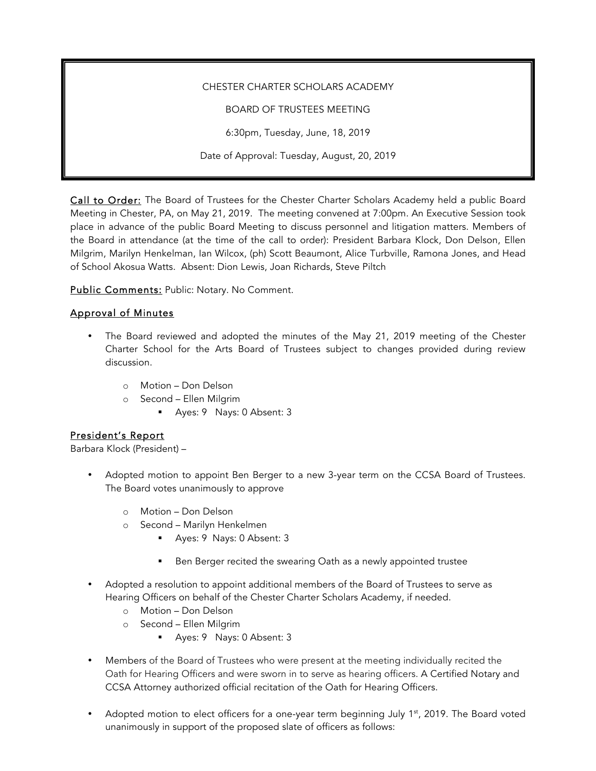CHESTER CHARTER SCHOLARS ACADEMY

BOARD OF TRUSTEES MEETING

6:30pm, Tuesday, June, 18, 2019

Date of Approval: Tuesday, August, 20, 2019

Call to Order: The Board of Trustees for the Chester Charter Scholars Academy held a public Board Meeting in Chester, PA, on May 21, 2019. The meeting convened at 7:00pm. An Executive Session took place in advance of the public Board Meeting to discuss personnel and litigation matters. Members of the Board in attendance (at the time of the call to order): President Barbara Klock, Don Delson, Ellen Milgrim, Marilyn Henkelman, Ian Wilcox, (ph) Scott Beaumont, Alice Turbville, Ramona Jones, and Head of School Akosua Watts. Absent: Dion Lewis, Joan Richards, Steve Piltch

Public Comments: Public: Notary. No Comment.

## Approval of Minutes

- The Board reviewed and adopted the minutes of the May 21, 2019 meeting of the Chester Charter School for the Arts Board of Trustees subject to changes provided during review discussion.
    - Motion – Don Delson
    - Second – Ellen Milgrim
        - Ayes: 9 Nays: 0 Absent: 3

## President's Report

Barbara Klock (President) –

- Adopted motion to appoint Ben Berger to a new 3-year term on the CCSA Board of Trustees. The Board votes unanimously to approve
    - Motion – Don Delson
    - Second – Marilyn Henkelmen
        - Ayes: 9 Nays: 0 Absent: 3
        - Ben Berger recited the swearing Oath as a newly appointed trustee
- Adopted a resolution to appoint additional members of the Board of Trustees to serve as Hearing Officers on behalf of the Chester Charter Scholars Academy, if needed.
    - Motion – Don Delson
    - Second – Ellen Milgrim
        - Ayes: 9 Nays: 0 Absent: 3
- Members of the Board of Trustees who were present at the meeting individually recited the Oath for Hearing Officers and were sworn in to serve as hearing officers. A Certified Notary and CCSA Attorney authorized official recitation of the Oath for Hearing Officers.
- Adopted motion to elect officers for a one-year term beginning July 1st, 2019. The Board voted unanimously in support of the proposed slate of officers as follows: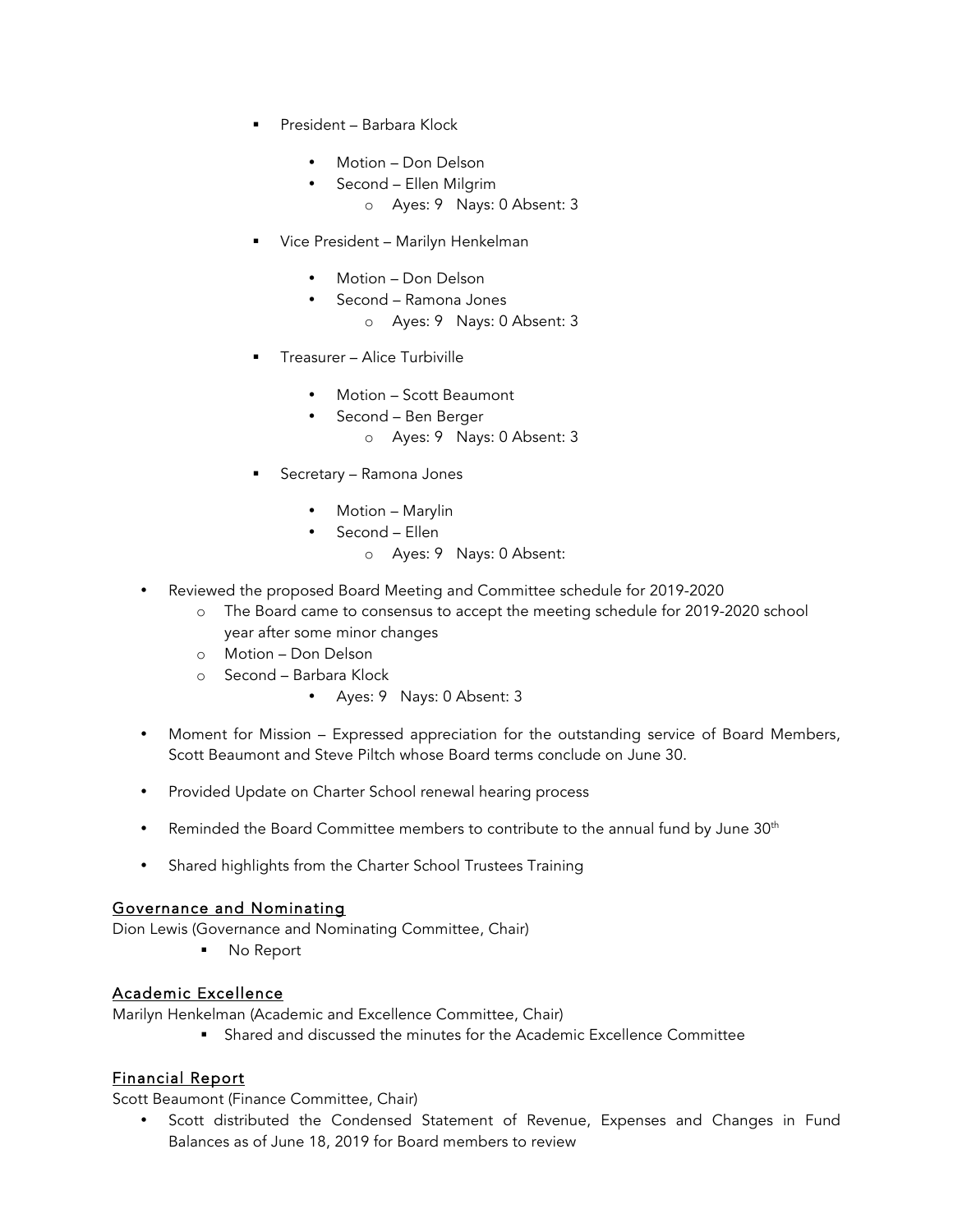- President – Barbara Klock
    - Motion – Don Delson
    - Second – Ellen Milgrim
        - Ayes: 9 Nays: 0 Absent: 3
- Vice President – Marilyn Henkelman
    - Motion – Don Delson
    - Second – Ramona Jones
        - Ayes: 9 Nays: 0 Absent: 3
- Treasurer – Alice Turbiville
    - Motion – Scott Beaumont
    - Second – Ben Berger
        - Ayes: 9 Nays: 0 Absent: 3
- Secretary – Ramona Jones
    - Motion – Marylin
    - Second – Ellen
        - Ayes: 9 Nays: 0 Absent:

- Reviewed the proposed Board Meeting and Committee schedule for 2019-2020
    - The Board came to consensus to accept the meeting schedule for 2019-2020 school year after some minor changes
    - Motion – Don Delson
    - Second – Barbara Klock
        - Ayes: 9 Nays: 0 Absent: 3
- Moment for Mission – Expressed appreciation for the outstanding service of Board Members, Scott Beaumont and Steve Piltch whose Board terms conclude on June 30.
- Provided Update on Charter School renewal hearing process
- Reminded the Board Committee members to contribute to the annual fund by June 30th
- Shared highlights from the Charter School Trustees Training

## Governance and Nominating

Dion Lewis (Governance and Nominating Committee, Chair)

- No Report

## Academic Excellence

Marilyn Henkelman (Academic and Excellence Committee, Chair)

- Shared and discussed the minutes for the Academic Excellence Committee

## Financial Report

Scott Beaumont (Finance Committee, Chair)

- Scott distributed the Condensed Statement of Revenue, Expenses and Changes in Fund Balances as of June 18, 2019 for Board members to review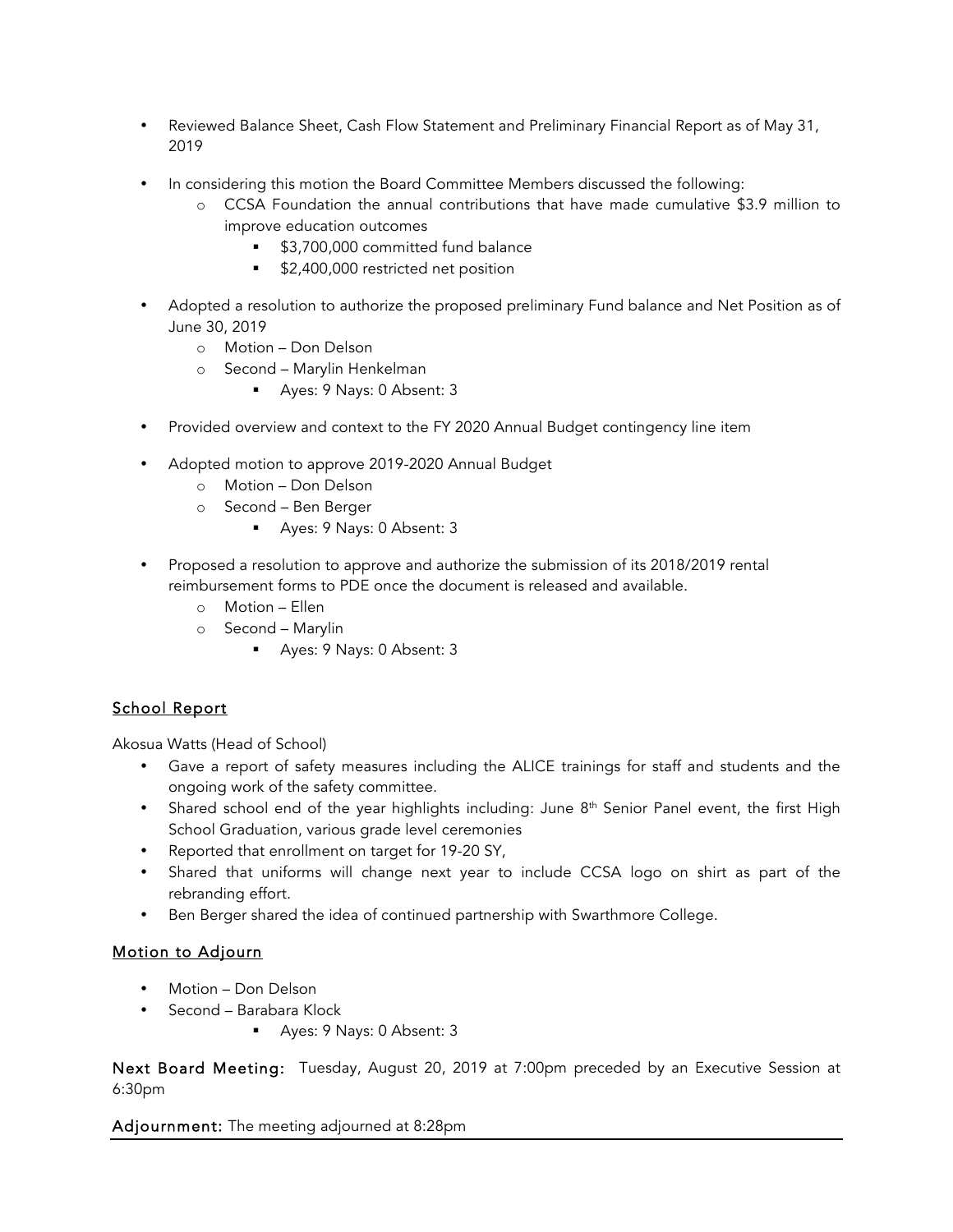- Reviewed Balance Sheet, Cash Flow Statement and Preliminary Financial Report as of May 31, 2019
- In considering this motion the Board Committee Members discussed the following:
  - CCSA Foundation the annual contributions that have made cumulative \$3.9 million to improve education outcomes
    - \$3,700,000 committed fund balance
    - \$2,400,000 restricted net position
- Adopted a resolution to authorize the proposed preliminary Fund balance and Net Position as of June 30, 2019
  - Motion – Don Delson
  - Second – Marylin Henkelman
    - Ayes: 9 Nays: 0 Absent: 3
- Provided overview and context to the FY 2020 Annual Budget contingency line item
- Adopted motion to approve 2019-2020 Annual Budget
  - Motion – Don Delson
  - Second – Ben Berger
    - Ayes: 9 Nays: 0 Absent: 3
- Proposed a resolution to approve and authorize the submission of its 2018/2019 rental reimbursement forms to PDE once the document is released and available.
  - Motion – Ellen
  - Second – Marylin
    - Ayes: 9 Nays: 0 Absent: 3

## School Report

Akosua Watts (Head of School)

- Gave a report of safety measures including the ALICE trainings for staff and students and the ongoing work of the safety committee.
- Shared school end of the year highlights including: June 8th Senior Panel event, the first High School Graduation, various grade level ceremonies
- Reported that enrollment on target for 19-20 SY,
- Shared that uniforms will change next year to include CCSA logo on shirt as part of the rebranding effort.
- Ben Berger shared the idea of continued partnership with Swarthmore College.

## Motion to Adjourn

- Motion – Don Delson
- Second – Barabara Klock
  - Ayes: 9 Nays: 0 Absent: 3

**Next Board Meeting:** Tuesday, August 20, 2019 at 7:00pm preceded by an Executive Session at 6:30pm

**Adjournment:** The meeting adjourned at 8:28pm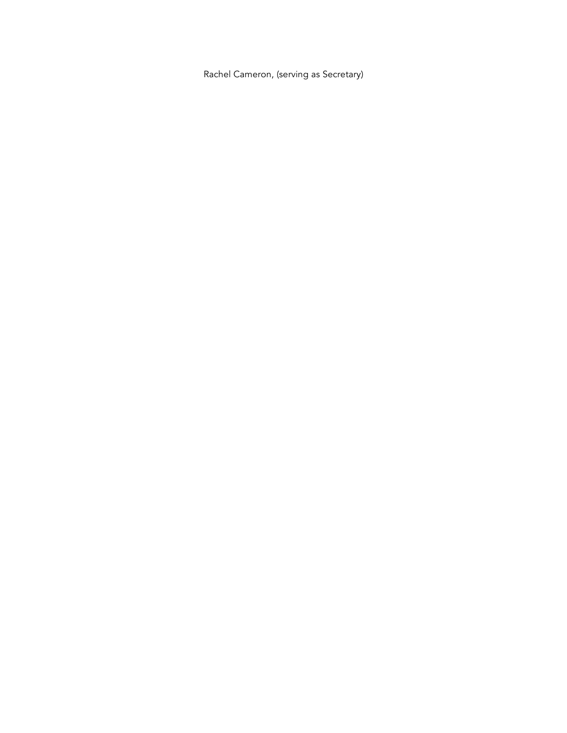Rachel Cameron, (serving as Secretary)